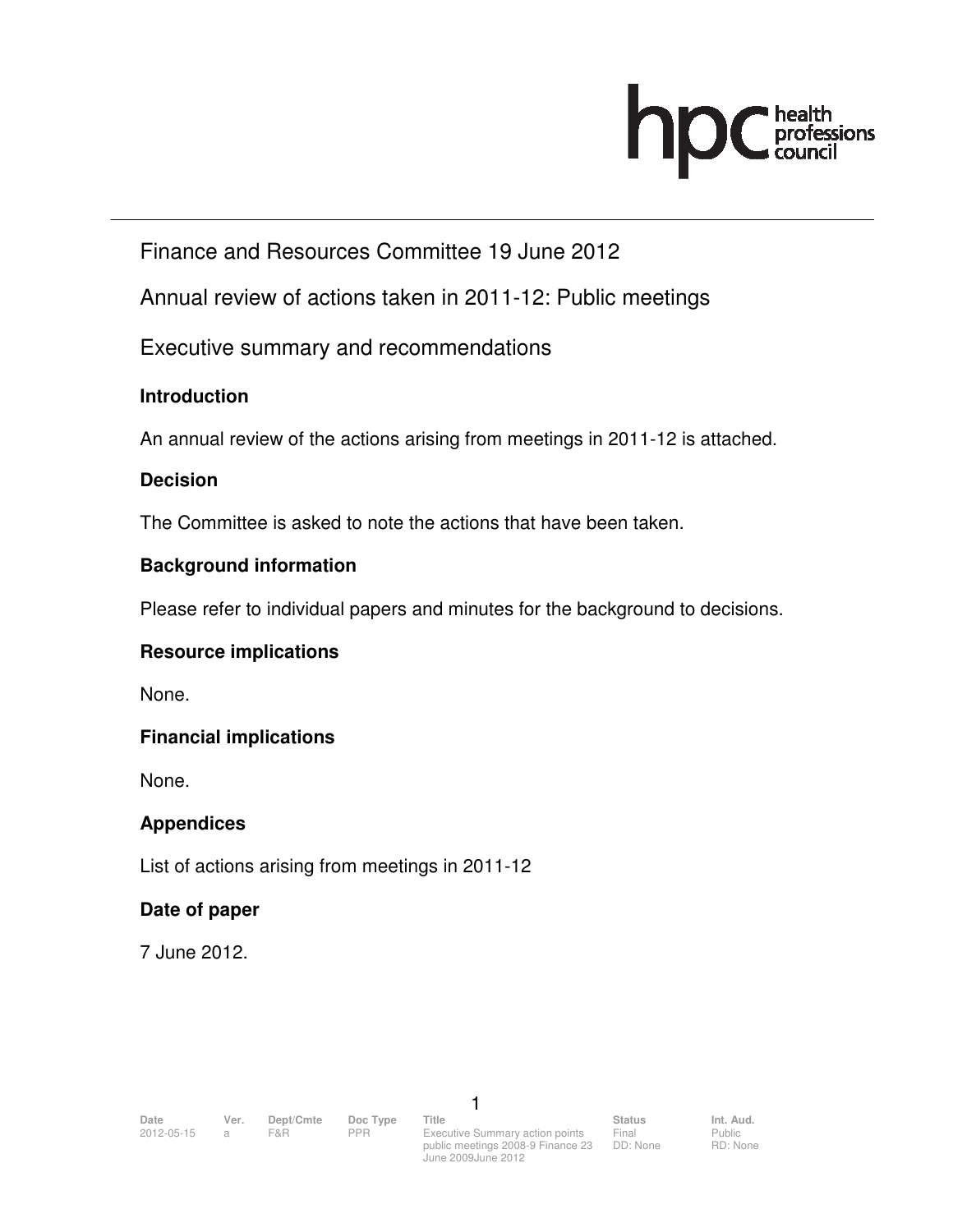# Finance and Resources Committee 19 June 2012

## Annual review of actions taken in 2011-12: Public meetings

## Executive summary and recommendations

### Introduction

An annual review of the actions arising from meetings in 2011-12 is attached.

### Decision

The Committee is asked to note the actions that have been taken.

### Background information

Please refer to individual papers and minutes for the background to decisions.

### Resource implications

None.

### Financial implications

None.

### Appendices

List of actions arising from meetings in 2011-12

### Date of paper

7 June 2012.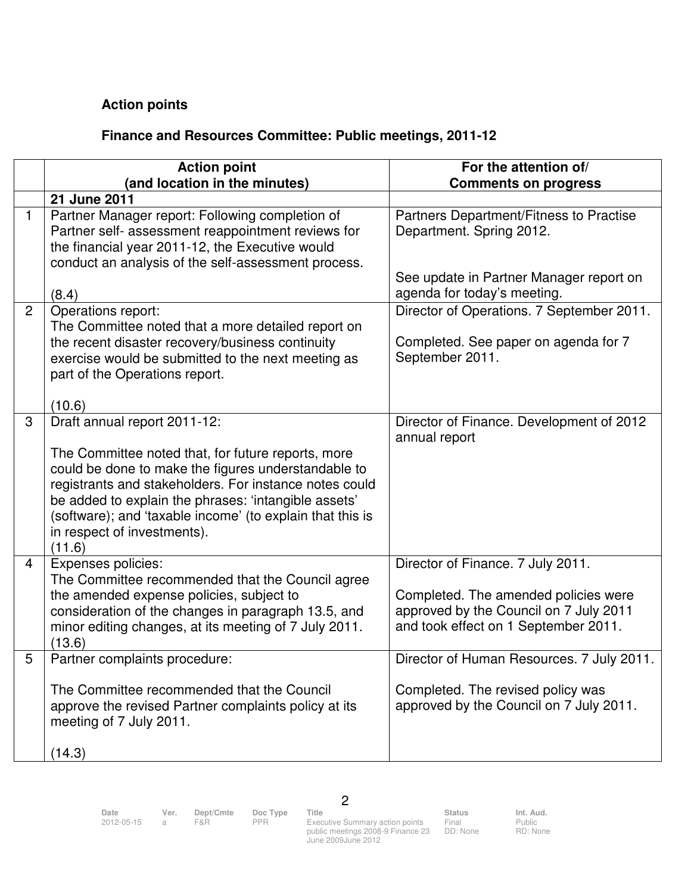**Action points**

**Finance and Resources Committee: Public meetings, 2011-12**

| | **Action point (and location in the minutes)** | **For the attention of/ Comments on progress** |
|---|---|---|
| | **21 June 2011** | |
| 1 | Partner Manager report: Following completion of Partner self- assessment reappointment reviews for the financial year 2011-12, the Executive would conduct an analysis of the self-assessment process.<br><br>(8.4) | Partners Department/Fitness to Practise Department. Spring 2012.<br><br>See update in Partner Manager report on agenda for today's meeting. |
| 2 | Operations report:<br>The Committee noted that a more detailed report on the recent disaster recovery/business continuity exercise would be submitted to the next meeting as part of the Operations report.<br><br>(10.6) | Director of Operations. 7 September 2011.<br><br>Completed. See paper on agenda for 7 September 2011. |
| 3 | Draft annual report 2011-12:<br><br>The Committee noted that, for future reports, more could be done to make the figures understandable to registrants and stakeholders. For instance notes could be added to explain the phrases: 'intangible assets' (software); and 'taxable income' (to explain that this is in respect of investments).<br>(11.6) | Director of Finance. Development of 2012 annual report |
| 4 | Expenses policies:<br>The Committee recommended that the Council agree the amended expense policies, subject to consideration of the changes in paragraph 13.5, and minor editing changes, at its meeting of 7 July 2011.<br>(13.6) | Director of Finance. 7 July 2011.<br><br>Completed. The amended policies were approved by the Council on 7 July 2011 and took effect on 1 September 2011. |
| 5 | Partner complaints procedure:<br><br>The Committee recommended that the Council approve the revised Partner complaints policy at its meeting of 7 July 2011.<br><br>(14.3) | Director of Human Resources. 7 July 2011.<br><br>Completed. The revised policy was approved by the Council on 7 July 2011. |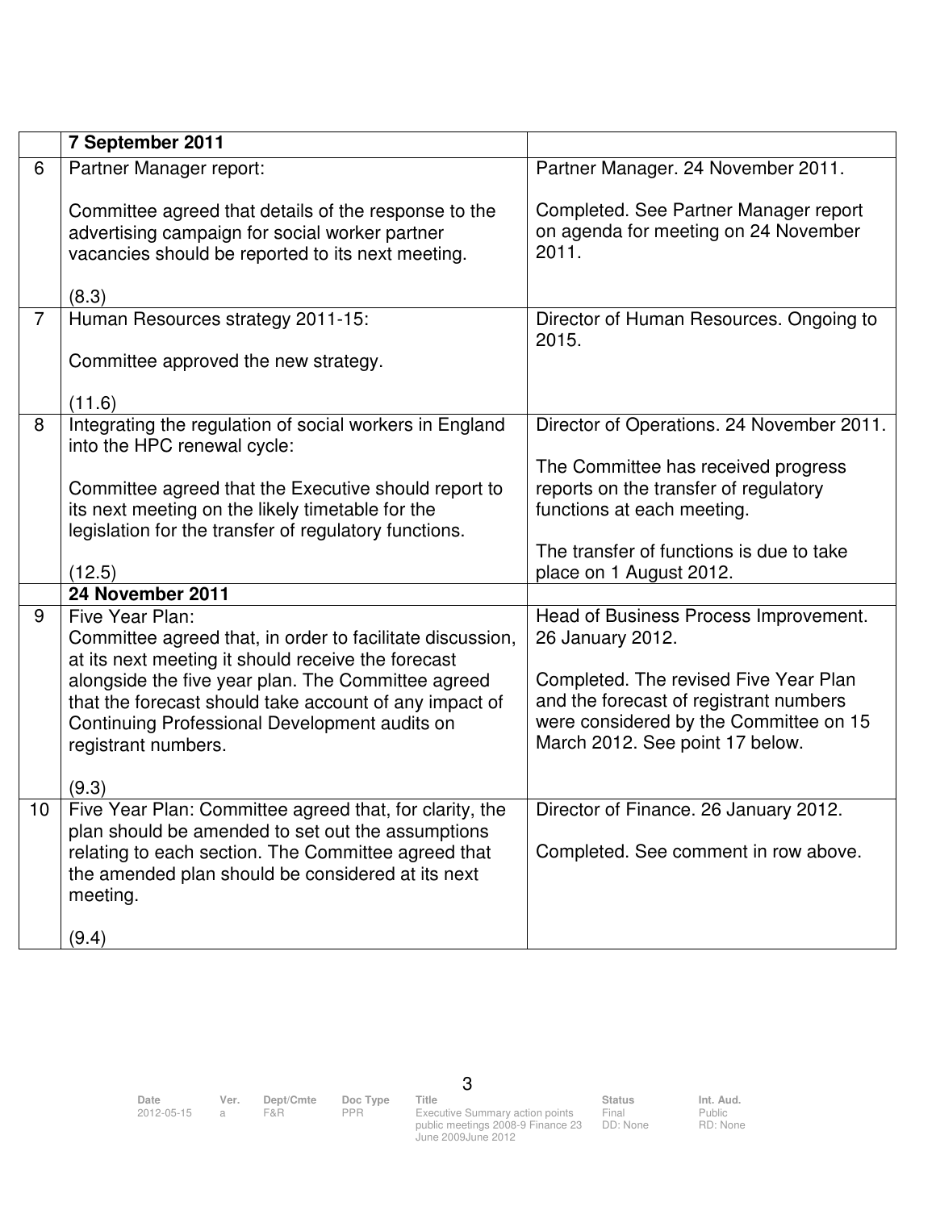| | | |
|---|---|---|
| | **7 September 2011** | |
| 6 | Partner Manager report:<br><br>Committee agreed that details of the response to the advertising campaign for social worker partner vacancies should be reported to its next meeting.<br><br>(8.3) | Partner Manager. 24 November 2011.<br><br>Completed. See Partner Manager report on agenda for meeting on 24 November 2011. |
| 7 | Human Resources strategy 2011-15:<br><br>Committee approved the new strategy.<br><br>(11.6) | Director of Human Resources. Ongoing to 2015. |
| 8 | Integrating the regulation of social workers in England into the HPC renewal cycle:<br><br>Committee agreed that the Executive should report to its next meeting on the likely timetable for the legislation for the transfer of regulatory functions.<br><br>(12.5) | Director of Operations. 24 November 2011.<br><br>The Committee has received progress reports on the transfer of regulatory functions at each meeting.<br><br>The transfer of functions is due to take place on 1 August 2012. |
| | **24 November 2011** | |
| 9 | Five Year Plan:<br>Committee agreed that, in order to facilitate discussion, at its next meeting it should receive the forecast alongside the five year plan. The Committee agreed that the forecast should take account of any impact of Continuing Professional Development audits on registrant numbers.<br><br>(9.3) | Head of Business Process Improvement. 26 January 2012.<br><br>Completed. The revised Five Year Plan and the forecast of registrant numbers were considered by the Committee on 15 March 2012. See point 17 below. |
| 10 | Five Year Plan: Committee agreed that, for clarity, the plan should be amended to set out the assumptions relating to each section. The Committee agreed that the amended plan should be considered at its next meeting.<br><br>(9.4) | Director of Finance. 26 January 2012.<br><br>Completed. See comment in row above. |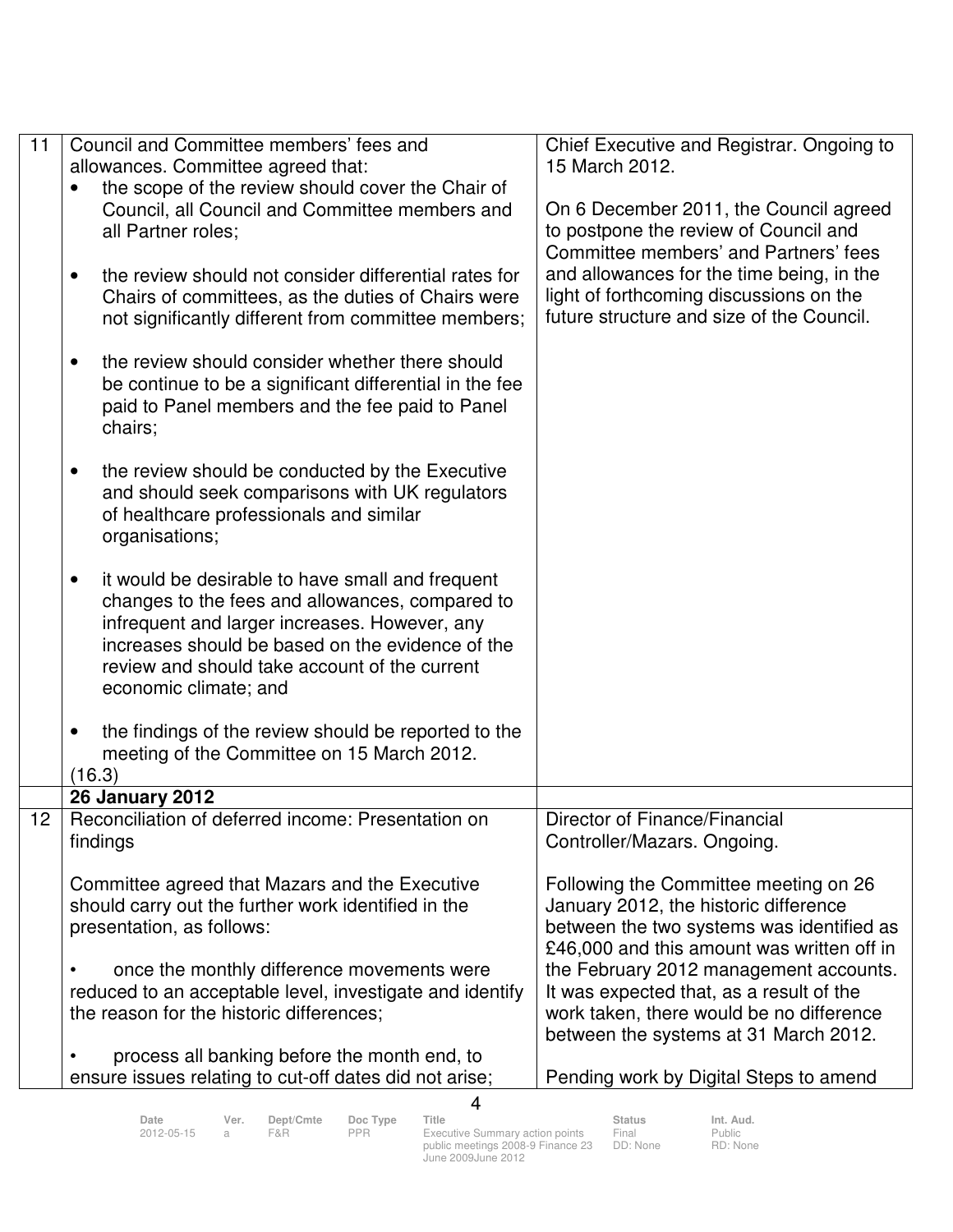| | | |
|---|---|---|
| 11 | Council and Committee members' fees and allowances. Committee agreed that:<br>• the scope of the review should cover the Chair of Council, all Council and Committee members and all Partner roles;<br>• the review should not consider differential rates for Chairs of committees, as the duties of Chairs were not significantly different from committee members;<br>• the review should consider whether there should be continue to be a significant differential in the fee paid to Panel members and the fee paid to Panel chairs;<br>• the review should be conducted by the Executive and should seek comparisons with UK regulators of healthcare professionals and similar organisations;<br>• it would be desirable to have small and frequent changes to the fees and allowances, compared to infrequent and larger increases. However, any increases should be based on the evidence of the review and should take account of the current economic climate; and<br>• the findings of the review should be reported to the meeting of the Committee on 15 March 2012.<br>(16.3) | Chief Executive and Registrar. Ongoing to 15 March 2012.<br><br>On 6 December 2011, the Council agreed to postpone the review of Council and Committee members' and Partners' fees and allowances for the time being, in the light of forthcoming discussions on the future structure and size of the Council. |
| | **26 January 2012** | |
| 12 | Reconciliation of deferred income: Presentation on findings<br><br>Committee agreed that Mazars and the Executive should carry out the further work identified in the presentation, as follows:<br><br>• once the monthly difference movements were reduced to an acceptable level, investigate and identify the reason for the historic differences;<br><br>• process all banking before the month end, to ensure issues relating to cut-off dates did not arise; | Director of Finance/Financial Controller/Mazars. Ongoing.<br><br>Following the Committee meeting on 26 January 2012, the historic difference between the two systems was identified as £46,000 and this amount was written off in the February 2012 management accounts. It was expected that, as a result of the work taken, there would be no difference between the systems at 31 March 2012.<br><br>Pending work by Digital Steps to amend |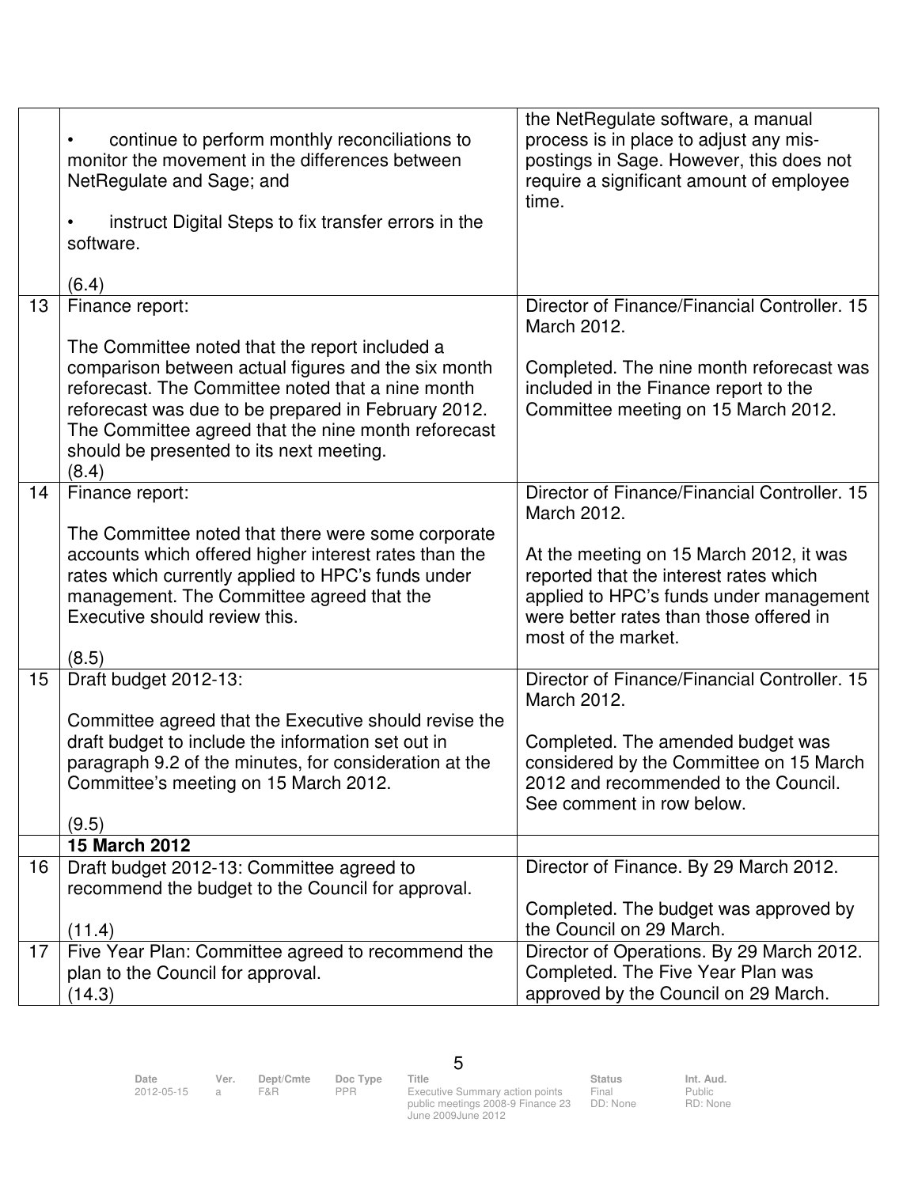| | | |
|---|---|---|
| | • continue to perform monthly reconciliations to monitor the movement in the differences between NetRegulate and Sage; and<br><br>• instruct Digital Steps to fix transfer errors in the software.<br><br>(6.4) | the NetRegulate software, a manual process is in place to adjust any mis-postings in Sage. However, this does not require a significant amount of employee time. |
| 13 | Finance report:<br><br>The Committee noted that the report included a comparison between actual figures and the six month reforecast. The Committee noted that a nine month reforecast was due to be prepared in February 2012. The Committee agreed that the nine month reforecast should be presented to its next meeting.<br>(8.4) | Director of Finance/Financial Controller. 15 March 2012.<br><br>Completed. The nine month reforecast was included in the Finance report to the Committee meeting on 15 March 2012. |
| 14 | Finance report:<br><br>The Committee noted that there were some corporate accounts which offered higher interest rates than the rates which currently applied to HPC's funds under management. The Committee agreed that the Executive should review this.<br><br>(8.5) | Director of Finance/Financial Controller. 15 March 2012.<br><br>At the meeting on 15 March 2012, it was reported that the interest rates which applied to HPC's funds under management were better rates than those offered in most of the market. |
| 15 | Draft budget 2012-13:<br><br>Committee agreed that the Executive should revise the draft budget to include the information set out in paragraph 9.2 of the minutes, for consideration at the Committee's meeting on 15 March 2012.<br><br>(9.5) | Director of Finance/Financial Controller. 15 March 2012.<br><br>Completed. The amended budget was considered by the Committee on 15 March 2012 and recommended to the Council. See comment in row below. |
| | **15 March 2012** | |
| 16 | Draft budget 2012-13: Committee agreed to recommend the budget to the Council for approval.<br><br>(11.4) | Director of Finance. By 29 March 2012.<br><br>Completed. The budget was approved by the Council on 29 March. |
| 17 | Five Year Plan: Committee agreed to recommend the plan to the Council for approval.<br>(14.3) | Director of Operations. By 29 March 2012. Completed. The Five Year Plan was approved by the Council on 29 March. |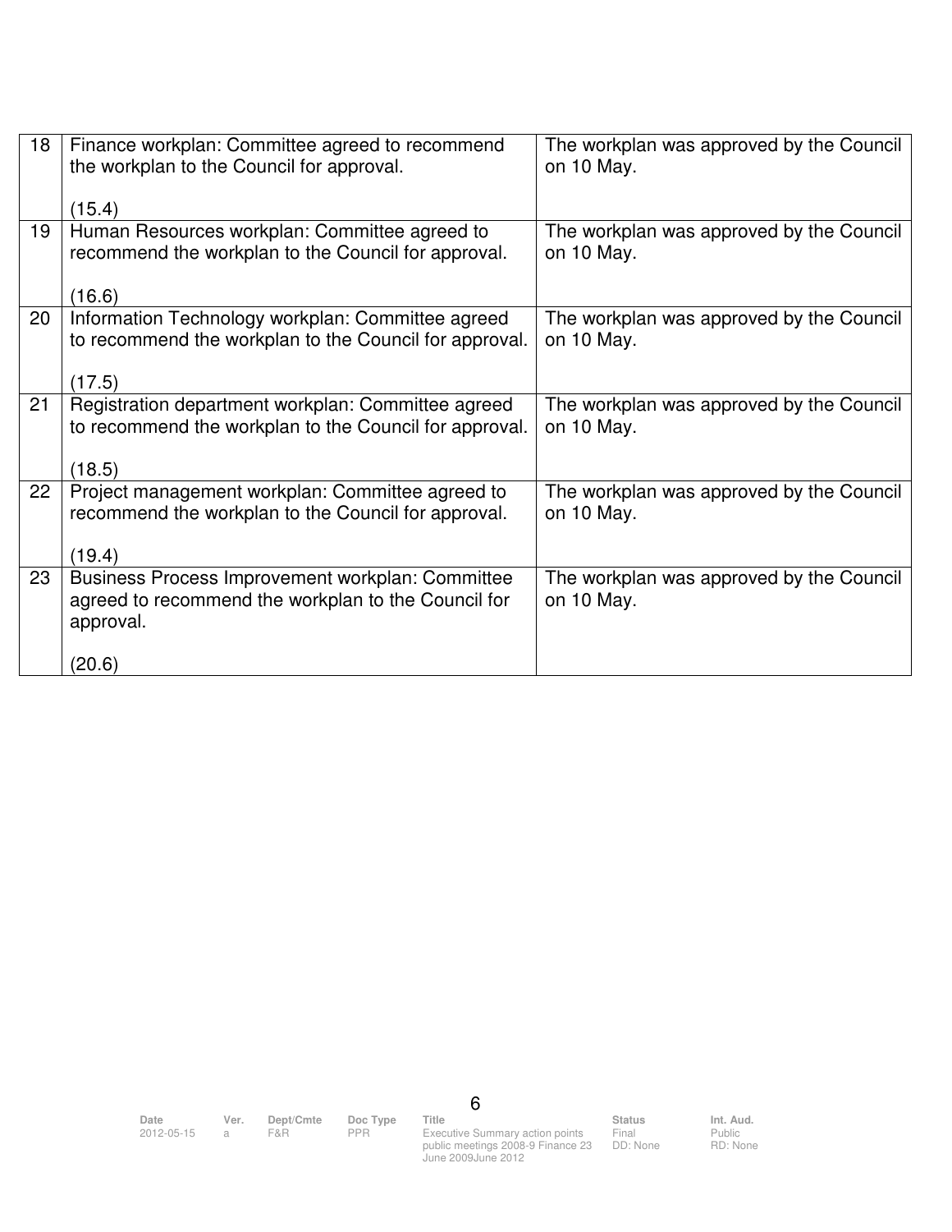| | | |
|---|---|---|
| 18 | Finance workplan: Committee agreed to recommend the workplan to the Council for approval.<br><br>(15.4) | The workplan was approved by the Council on 10 May. |
| 19 | Human Resources workplan: Committee agreed to recommend the workplan to the Council for approval.<br><br>(16.6) | The workplan was approved by the Council on 10 May. |
| 20 | Information Technology workplan: Committee agreed to recommend the workplan to the Council for approval.<br><br>(17.5) | The workplan was approved by the Council on 10 May. |
| 21 | Registration department workplan: Committee agreed to recommend the workplan to the Council for approval.<br><br>(18.5) | The workplan was approved by the Council on 10 May. |
| 22 | Project management workplan: Committee agreed to recommend the workplan to the Council for approval.<br><br>(19.4) | The workplan was approved by the Council on 10 May. |
| 23 | Business Process Improvement workplan: Committee agreed to recommend the workplan to the Council for approval.<br><br>(20.6) | The workplan was approved by the Council on 10 May. |